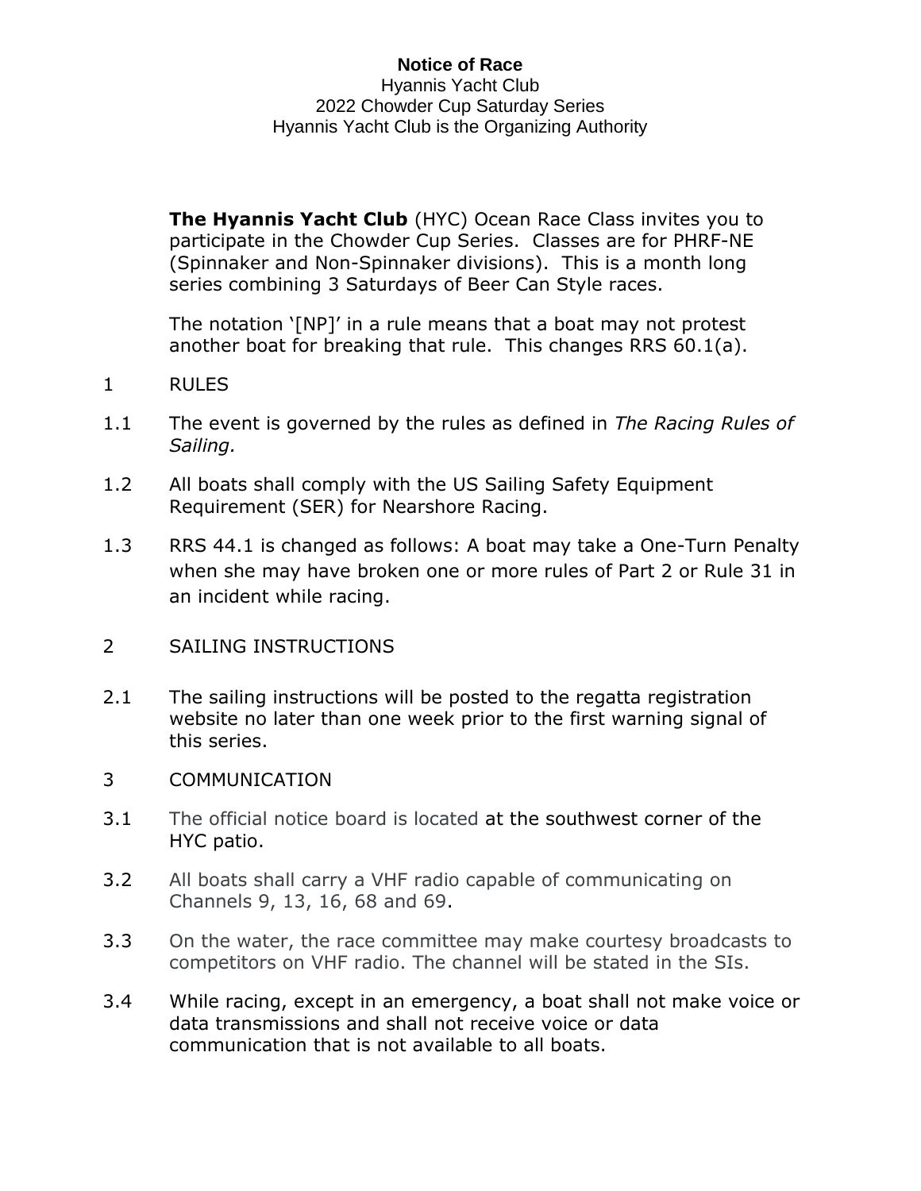**Notice of Race**

Hyannis Yacht Club

2022 Chowder Cup Saturday Series

Hyannis Yacht Club is the Organizing Authority

**The Hyannis Yacht Club** (HYC) Ocean Race Class invites you to participate in the Chowder Cup Series. Classes are for PHRF-NE (Spinnaker and Non-Spinnaker divisions). This is a month long series combining 3 Saturdays of Beer Can Style races.

The notation '[NP]' in a rule means that a boat may not protest another boat for breaking that rule. This changes RRS 60.1(a).

1 RULES

1.1 The event is governed by the rules as defined in *The Racing Rules of Sailing.*

1.2 All boats shall comply with the US Sailing Safety Equipment Requirement (SER) for Nearshore Racing.

1.3 RRS 44.1 is changed as follows: A boat may take a One-Turn Penalty when she may have broken one or more rules of Part 2 or Rule 31 in an incident while racing.

2 SAILING INSTRUCTIONS

2.1 The sailing instructions will be posted to the regatta registration website no later than one week prior to the first warning signal of this series.

3 COMMUNICATION

3.1 The official notice board is located at the southwest corner of the HYC patio.

3.2 All boats shall carry a VHF radio capable of communicating on Channels 9, 13, 16, 68 and 69.

3.3 On the water, the race committee may make courtesy broadcasts to competitors on VHF radio. The channel will be stated in the SIs.

3.4 While racing, except in an emergency, a boat shall not make voice or data transmissions and shall not receive voice or data communication that is not available to all boats.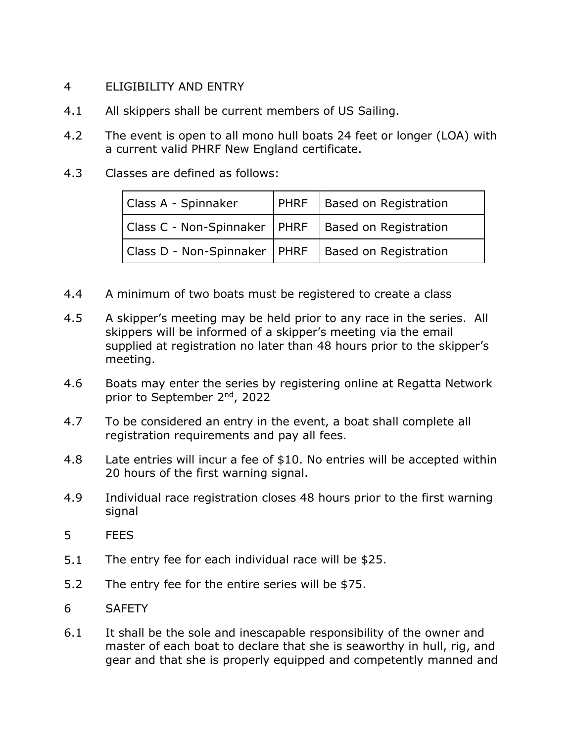## 4 ELIGIBILITY AND ENTRY

4.1 All skippers shall be current members of US Sailing.

4.2 The event is open to all mono hull boats 24 feet or longer (LOA) with a current valid PHRF New England certificate.

4.3 Classes are defined as follows:

| Class A - Spinnaker | PHRF | Based on Registration |
|---|---|---|
| Class C - Non-Spinnaker | PHRF | Based on Registration |
| Class D - Non-Spinnaker | PHRF | Based on Registration |

4.4 A minimum of two boats must be registered to create a class

4.5 A skipper's meeting may be held prior to any race in the series. All skippers will be informed of a skipper's meeting via the email supplied at registration no later than 48 hours prior to the skipper's meeting.

4.6 Boats may enter the series by registering online at Regatta Network prior to September 2nd, 2022

4.7 To be considered an entry in the event, a boat shall complete all registration requirements and pay all fees.

4.8 Late entries will incur a fee of $10. No entries will be accepted within 20 hours of the first warning signal.

4.9 Individual race registration closes 48 hours prior to the first warning signal

## 5 FEES

5.1 The entry fee for each individual race will be $25.

5.2 The entry fee for the entire series will be $75.

## 6 SAFETY

6.1 It shall be the sole and inescapable responsibility of the owner and master of each boat to declare that she is seaworthy in hull, rig, and gear and that she is properly equipped and competently manned and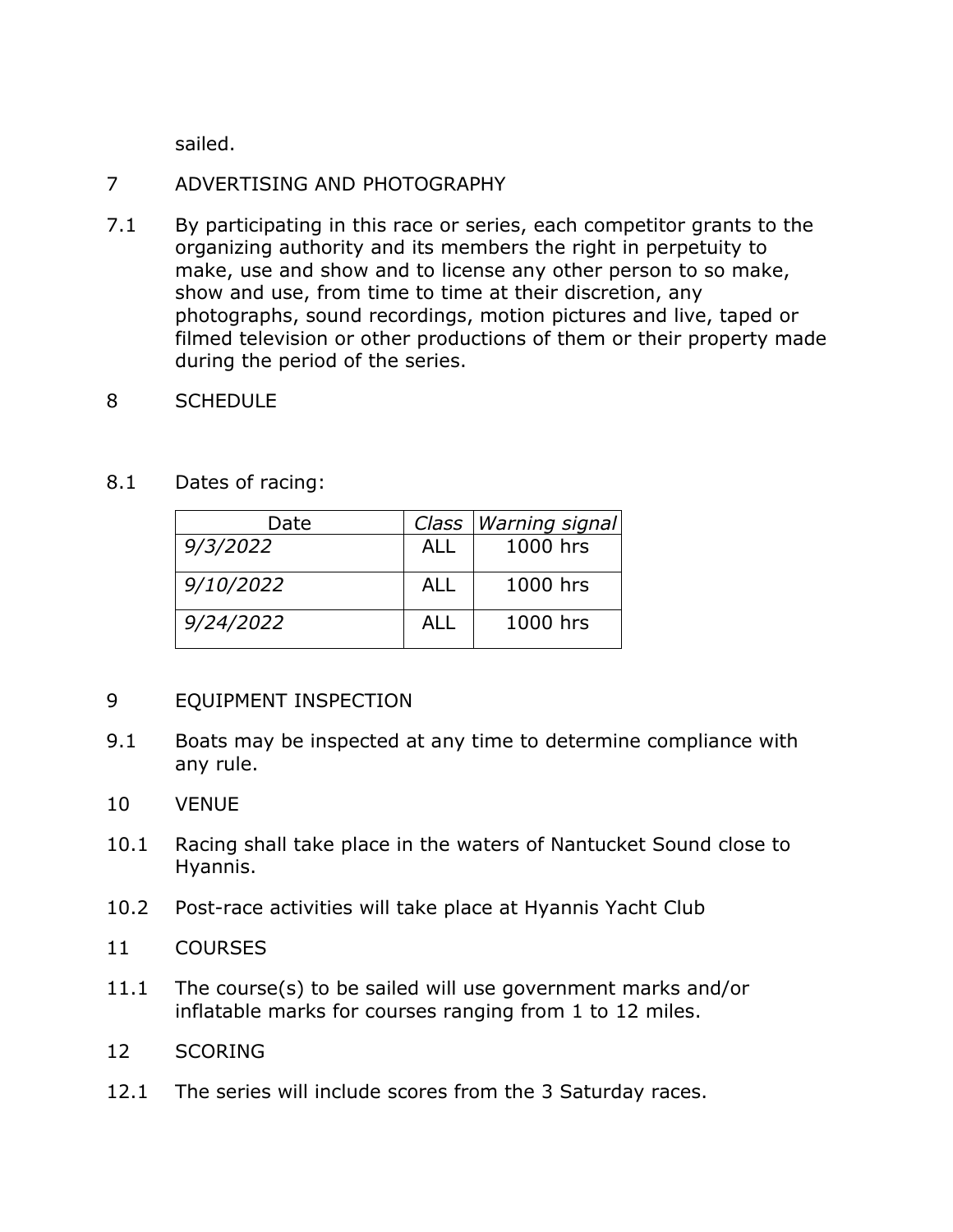sailed.

## 7 ADVERTISING AND PHOTOGRAPHY

7.1 By participating in this race or series, each competitor grants to the organizing authority and its members the right in perpetuity to make, use and show and to license any other person to so make, show and use, from time to time at their discretion, any photographs, sound recordings, motion pictures and live, taped or filmed television or other productions of them or their property made during the period of the series.

## 8 SCHEDULE

8.1 Dates of racing:

| Date | *Class* | *Warning signal* |
|---|---|---|
| *9/3/2022* | ALL | 1000 hrs |
| *9/10/2022* | ALL | 1000 hrs |
| *9/24/2022* | ALL | 1000 hrs |

## 9 EQUIPMENT INSPECTION

9.1 Boats may be inspected at any time to determine compliance with any rule.

## 10 VENUE

10.1 Racing shall take place in the waters of Nantucket Sound close to Hyannis.

10.2 Post-race activities will take place at Hyannis Yacht Club

## 11 COURSES

11.1 The course(s) to be sailed will use government marks and/or inflatable marks for courses ranging from 1 to 12 miles.

## 12 SCORING

12.1 The series will include scores from the 3 Saturday races.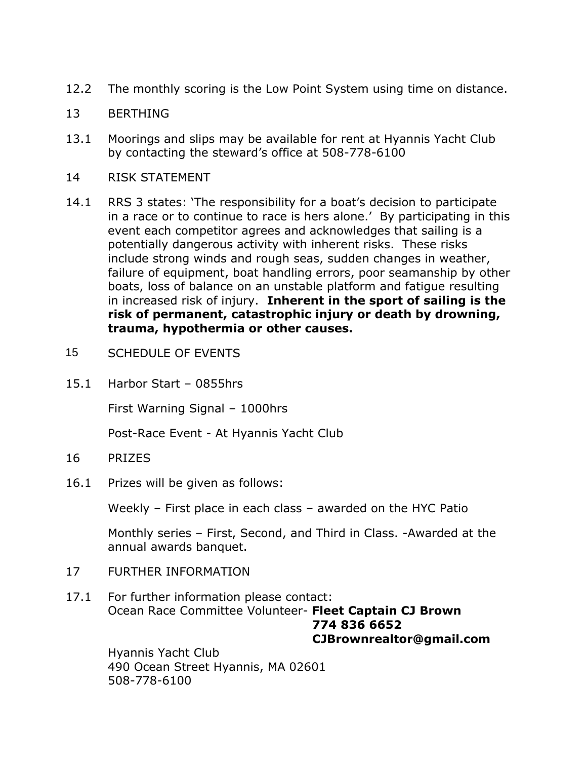12.2 The monthly scoring is the Low Point System using time on distance.

## 13 BERTHING

13.1 Moorings and slips may be available for rent at Hyannis Yacht Club by contacting the steward’s office at 508-778-6100

## 14 RISK STATEMENT

14.1 RRS 3 states: ‘The responsibility for a boat’s decision to participate in a race or to continue to race is hers alone.’ By participating in this event each competitor agrees and acknowledges that sailing is a potentially dangerous activity with inherent risks. These risks include strong winds and rough seas, sudden changes in weather, failure of equipment, boat handling errors, poor seamanship by other boats, loss of balance on an unstable platform and fatigue resulting in increased risk of injury. **Inherent in the sport of sailing is the risk of permanent, catastrophic injury or death by drowning, trauma, hypothermia or other causes.**

## 15 SCHEDULE OF EVENTS

15.1 Harbor Start – 0855hrs

First Warning Signal – 1000hrs

Post-Race Event - At Hyannis Yacht Club

## 16 PRIZES

16.1 Prizes will be given as follows:

Weekly – First place in each class – awarded on the HYC Patio

Monthly series – First, Second, and Third in Class. -Awarded at the annual awards banquet.

## 17 FURTHER INFORMATION

17.1 For further information please contact:
Ocean Race Committee Volunteer- **Fleet Captain CJ Brown**
**774 836 6652**
**CJBrownrealtor@gmail.com**

Hyannis Yacht Club
490 Ocean Street Hyannis, MA 02601
508-778-6100